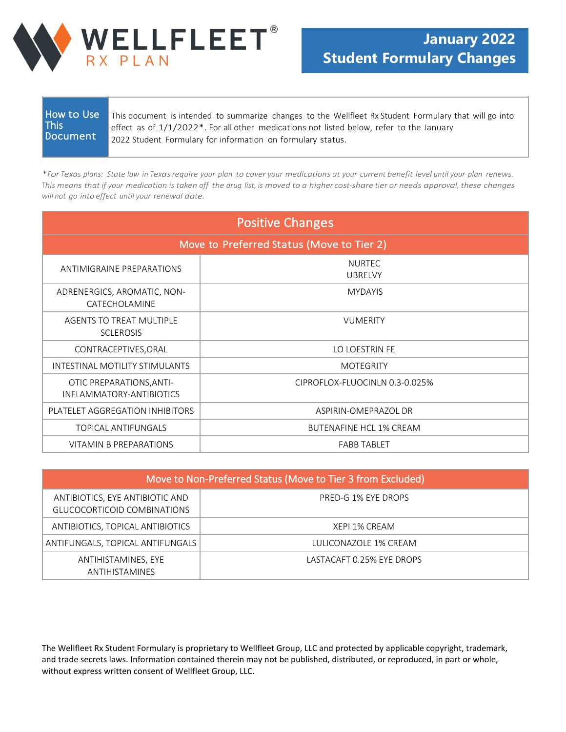# WELLFLEET® RX PLAN

## January 2022 Student Formulary Changes

| How to Use This Document | This document is intended to summarize changes to the Wellfleet Rx Student Formulary that will go into effect as of 1/1/2022*. For all other medications not listed below, refer to the January 2022 Student Formulary for information on formulary status. |
|---|---|

*\*For Texas plans: State law in Texas require your plan to cover your medications at your current benefit level until your plan renews. This means that if your medication is taken off the drug list, is moved to a higher cost-share tier or needs approval, these changes will not go into effect until your renewal date.*

## Positive Changes

### Move to Preferred Status (Move to Tier 2)

| Drug Class | Drug |
|---|---|
| ANTIMIGRAINE PREPARATIONS | NURTEC<br>UBRELVY |
| ADRENERGICS, AROMATIC, NON-CATECHOLAMINE | MYDAYIS |
| AGENTS TO TREAT MULTIPLE SCLEROSIS | VUMERITY |
| CONTRACEPTIVES,ORAL | LO LOESTRIN FE |
| INTESTINAL MOTILITY STIMULANTS | MOTEGRITY |
| OTIC PREPARATIONS,ANTI-INFLAMMATORY-ANTIBIOTICS | CIPROFLOX-FLUOCINLN 0.3-0.025% |
| PLATELET AGGREGATION INHIBITORS | ASPIRIN-OMEPRAZOL DR |
| TOPICAL ANTIFUNGALS | BUTENAFINE HCL 1% CREAM |
| VITAMIN B PREPARATIONS | FABB TABLET |

### Move to Non-Preferred Status (Move to Tier 3 from Excluded)

| Drug Class | Drug |
|---|---|
| ANTIBIOTICS, EYE ANTIBIOTIC AND GLUCOCORTICOID COMBINATIONS | PRED-G 1% EYE DROPS |
| ANTIBIOTICS, TOPICAL ANTIBIOTICS | XEPI 1% CREAM |
| ANTIFUNGALS, TOPICAL ANTIFUNGALS | LULICONAZOLE 1% CREAM |
| ANTIHISTAMINES, EYE ANTIHISTAMINES | LASTACAFT 0.25% EYE DROPS |

The Wellfleet Rx Student Formulary is proprietary to Wellfleet Group, LLC and protected by applicable copyright, trademark, and trade secrets laws. Information contained therein may not be published, distributed, or reproduced, in part or whole, without express written consent of Wellfleet Group, LLC.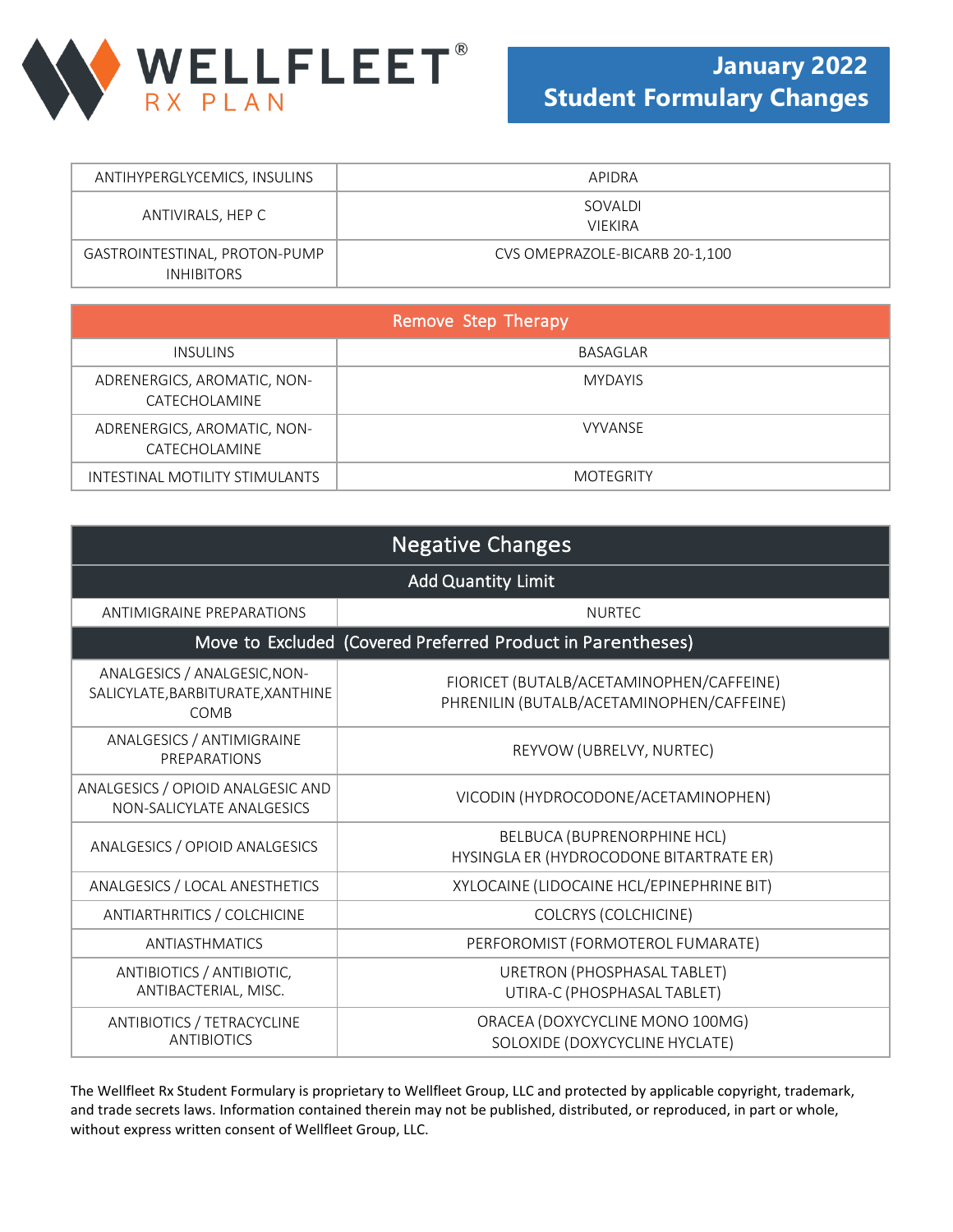# January 2022 Student Formulary Changes

| | |
|---|---|
| ANTIHYPERGLYCEMICS, INSULINS | APIDRA |
| ANTIVIRALS, HEP C | SOVALDI<br>VIEKIRA |
| GASTROINTESTINAL, PROTON-PUMP INHIBITORS | CVS OMEPRAZOLE-BICARB 20-1,100 |

| Remove Step Therapy | |
|---|---|
| INSULINS | BASAGLAR |
| ADRENERGICS, AROMATIC, NON-CATECHOLAMINE | MYDAYIS |
| ADRENERGICS, AROMATIC, NON-CATECHOLAMINE | VYVANSE |
| INTESTINAL MOTILITY STIMULANTS | MOTEGRITY |

| Negative Changes | |
|---|---|
| **Add Quantity Limit** | |
| ANTIMIGRAINE PREPARATIONS | NURTEC |
| **Move to Excluded (Covered Preferred Product in Parentheses)** | |
| ANALGESICS / ANALGESIC,NON-SALICYLATE,BARBITURATE,XANTHINE COMB | FIORICET (BUTALB/ACETAMINOPHEN/CAFFEINE)<br>PHRENILIN (BUTALB/ACETAMINOPHEN/CAFFEINE) |
| ANALGESICS / ANTIMIGRAINE PREPARATIONS | REYVOW (UBRELVY, NURTEC) |
| ANALGESICS / OPIOID ANALGESIC AND NON-SALICYLATE ANALGESICS | VICODIN (HYDROCODONE/ACETAMINOPHEN) |
| ANALGESICS / OPIOID ANALGESICS | BELBUCA (BUPRENORPHINE HCL)<br>HYSINGLA ER (HYDROCODONE BITARTRATE ER) |
| ANALGESICS / LOCAL ANESTHETICS | XYLOCAINE (LIDOCAINE HCL/EPINEPHRINE BIT) |
| ANTIARTHRITICS / COLCHICINE | COLCRYS (COLCHICINE) |
| ANTIASTHMATICS | PERFOROMIST (FORMOTEROL FUMARATE) |
| ANTIBIOTICS / ANTIBIOTIC, ANTIBACTERIAL, MISC. | URETRON (PHOSPHASAL TABLET)<br>UTIRA-C (PHOSPHASAL TABLET) |
| ANTIBIOTICS / TETRACYCLINE ANTIBIOTICS | ORACEA (DOXYCYCLINE MONO 100MG)<br>SOLOXIDE (DOXYCYCLINE HYCLATE) |

The Wellfleet Rx Student Formulary is proprietary to Wellfleet Group, LLC and protected by applicable copyright, trademark, and trade secrets laws. Information contained therein may not be published, distributed, or reproduced, in part or whole, without express written consent of Wellfleet Group, LLC.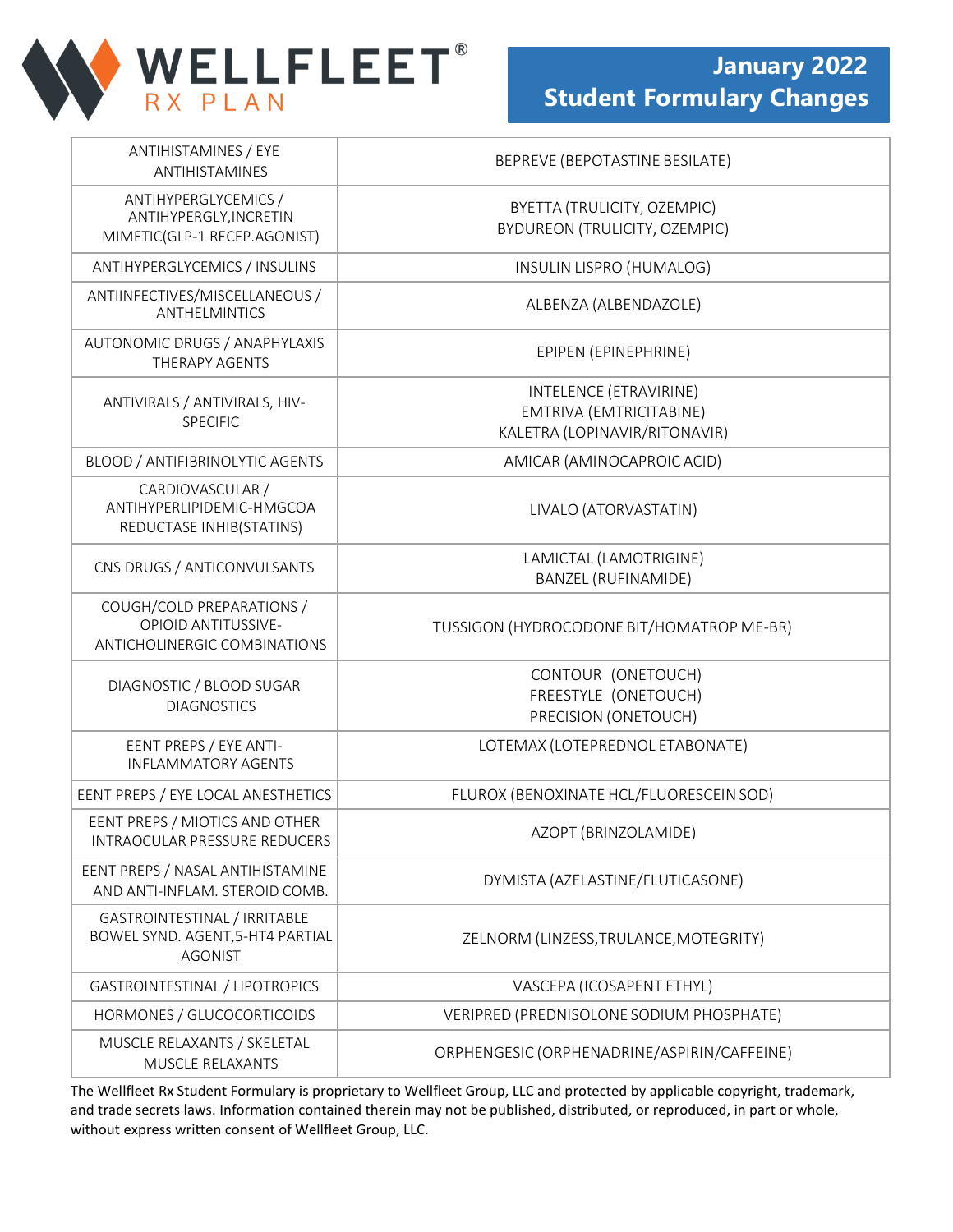# January 2022 Student Formulary Changes

| | |
|---|---|
| ANTIHISTAMINES / EYE ANTIHISTAMINES | BEPREVE (BEPOTASTINE BESILATE) |
| ANTIHYPERGLYCEMICS / ANTIHYPERGLY,INCRETIN MIMETIC(GLP-1 RECEP.AGONIST) | BYETTA (TRULICITY, OZEMPIC)<br>BYDUREON (TRULICITY, OZEMPIC) |
| ANTIHYPERGLYCEMICS / INSULINS | INSULIN LISPRO (HUMALOG) |
| ANTIINFECTIVES/MISCELLANEOUS / ANTHELMINTICS | ALBENZA (ALBENDAZOLE) |
| AUTONOMIC DRUGS / ANAPHYLAXIS THERAPY AGENTS | EPIPEN (EPINEPHRINE) |
| ANTIVIRALS / ANTIVIRALS, HIV-SPECIFIC | INTELENCE (ETRAVIRINE)<br>EMTRIVA (EMTRICITABINE)<br>KALETRA (LOPINAVIR/RITONAVIR) |
| BLOOD / ANTIFIBRINOLYTIC AGENTS | AMICAR (AMINOCAPROIC ACID) |
| CARDIOVASCULAR / ANTIHYPERLIPIDEMIC-HMGCOA REDUCTASE INHIB(STATINS) | LIVALO (ATORVASTATIN) |
| CNS DRUGS / ANTICONVULSANTS | LAMICTAL (LAMOTRIGINE)<br>BANZEL (RUFINAMIDE) |
| COUGH/COLD PREPARATIONS / OPIOID ANTITUSSIVE-ANTICHOLINERGIC COMBINATIONS | TUSSIGON (HYDROCODONE BIT/HOMATROP ME-BR) |
| DIAGNOSTIC / BLOOD SUGAR DIAGNOSTICS | CONTOUR (ONETOUCH)<br>FREESTYLE (ONETOUCH)<br>PRECISION (ONETOUCH) |
| EENT PREPS / EYE ANTI-INFLAMMATORY AGENTS | LOTEMAX (LOTEPREDNOL ETABONATE) |
| EENT PREPS / EYE LOCAL ANESTHETICS | FLUROX (BENOXINATE HCL/FLUORESCEIN SOD) |
| EENT PREPS / MIOTICS AND OTHER INTRAOCULAR PRESSURE REDUCERS | AZOPT (BRINZOLAMIDE) |
| EENT PREPS / NASAL ANTIHISTAMINE AND ANTI-INFLAM. STEROID COMB. | DYMISTA (AZELASTINE/FLUTICASONE) |
| GASTROINTESTINAL / IRRITABLE BOWEL SYND. AGENT,5-HT4 PARTIAL AGONIST | ZELNORM (LINZESS,TRULANCE,MOTEGRITY) |
| GASTROINTESTINAL / LIPOTROPICS | VASCEPA (ICOSAPENT ETHYL) |
| HORMONES / GLUCOCORTICOIDS | VERIPRED (PREDNISOLONE SODIUM PHOSPHATE) |
| MUSCLE RELAXANTS / SKELETAL MUSCLE RELAXANTS | ORPHENGESIC (ORPHENADRINE/ASPIRIN/CAFFEINE) |

The Wellfleet Rx Student Formulary is proprietary to Wellfleet Group, LLC and protected by applicable copyright, trademark, and trade secrets laws. Information contained therein may not be published, distributed, or reproduced, in part or whole, without express written consent of Wellfleet Group, LLC.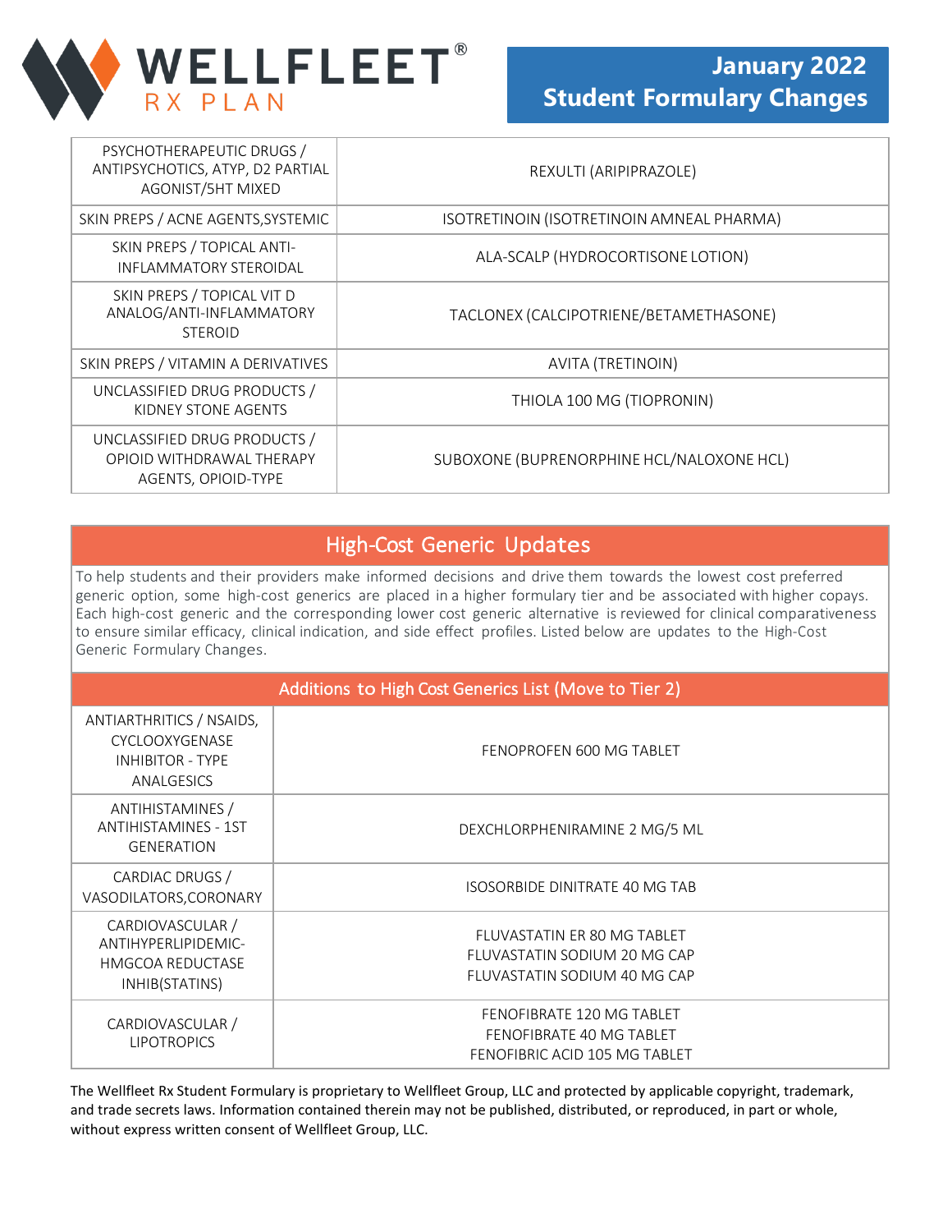| | |
|---|---|
| PSYCHOTHERAPEUTIC DRUGS / ANTIPSYCHOTICS, ATYP, D2 PARTIAL AGONIST/5HT MIXED | REXULTI (ARIPIPRAZOLE) |
| SKIN PREPS / ACNE AGENTS,SYSTEMIC | ISOTRETINOIN (ISOTRETINOIN AMNEAL PHARMA) |
| SKIN PREPS / TOPICAL ANTI-INFLAMMATORY STEROIDAL | ALA-SCALP (HYDROCORTISONE LOTION) |
| SKIN PREPS / TOPICAL VIT D ANALOG/ANTI-INFLAMMATORY STEROID | TACLONEX (CALCIPOTRIENE/BETAMETHASONE) |
| SKIN PREPS / VITAMIN A DERIVATIVES | AVITA (TRETINOIN) |
| UNCLASSIFIED DRUG PRODUCTS / KIDNEY STONE AGENTS | THIOLA 100 MG (TIOPRONIN) |
| UNCLASSIFIED DRUG PRODUCTS / OPIOID WITHDRAWAL THERAPY AGENTS, OPIOID-TYPE | SUBOXONE (BUPRENORPHINE HCL/NALOXONE HCL) |

## High-Cost Generic Updates

To help students and their providers make informed decisions and drive them towards the lowest cost preferred generic option, some high-cost generics are placed in a higher formulary tier and be associated with higher copays. Each high-cost generic and the corresponding lower cost generic alternative is reviewed for clinical comparativeness to ensure similar efficacy, clinical indication, and side effect profiles. Listed below are updates to the High-Cost Generic Formulary Changes.

### Additions to High Cost Generics List (Move to Tier 2)

| | |
|---|---|
| ANTIARTHRITICS / NSAIDS, CYCLOOXYGENASE INHIBITOR - TYPE ANALGESICS | FENOPROFEN 600 MG TABLET |
| ANTIHISTAMINES / ANTIHISTAMINES - 1ST GENERATION | DEXCHLORPHENIRAMINE 2 MG/5 ML |
| CARDIAC DRUGS / VASODILATORS,CORONARY | ISOSORBIDE DINITRATE 40 MG TAB |
| CARDIOVASCULAR / ANTIHYPERLIPIDEMIC-HMGCOA REDUCTASE INHIB(STATINS) | FLUVASTATIN ER 80 MG TABLET<br>FLUVASTATIN SODIUM 20 MG CAP<br>FLUVASTATIN SODIUM 40 MG CAP |
| CARDIOVASCULAR / LIPOTROPICS | FENOFIBRATE 120 MG TABLET<br>FENOFIBRATE 40 MG TABLET<br>FENOFIBRIC ACID 105 MG TABLET |

The Wellfleet Rx Student Formulary is proprietary to Wellfleet Group, LLC and protected by applicable copyright, trademark, and trade secrets laws. Information contained therein may not be published, distributed, or reproduced, in part or whole, without express written consent of Wellfleet Group, LLC.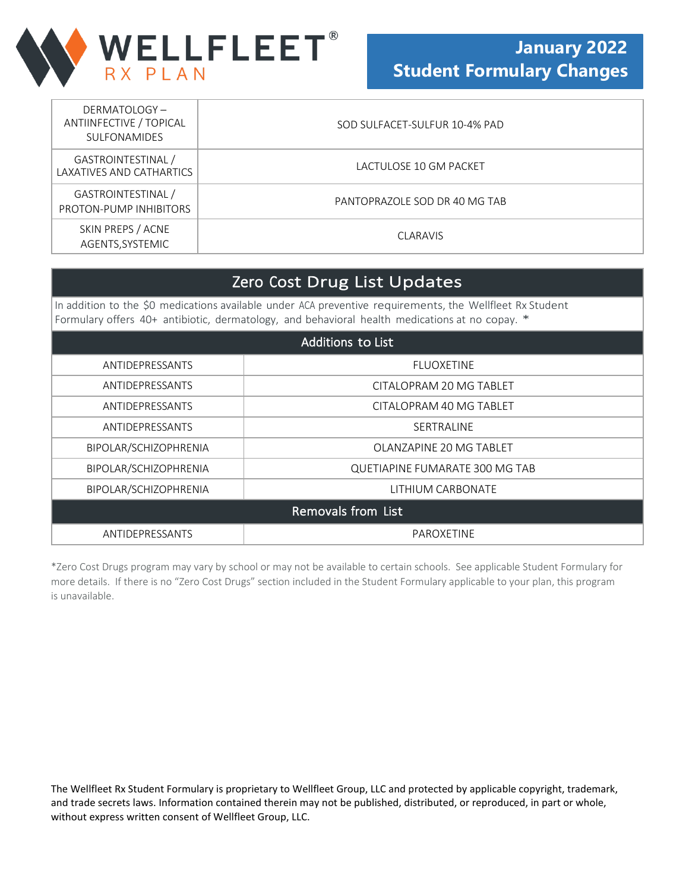# January 2022 Student Formulary Changes

| | |
|---|---|
| DERMATOLOGY – ANTIINFECTIVE / TOPICAL SULFONAMIDES | SOD SULFACET-SULFUR 10-4% PAD |
| GASTROINTESTINAL / LAXATIVES AND CATHARTICS | LACTULOSE 10 GM PACKET |
| GASTROINTESTINAL / PROTON-PUMP INHIBITORS | PANTOPRAZOLE SOD DR 40 MG TAB |
| SKIN PREPS / ACNE AGENTS,SYSTEMIC | CLARAVIS |

## Zero Cost Drug List Updates

In addition to the $0 medications available under ACA preventive requirements, the Wellfleet Rx Student Formulary offers 40+ antibiotic, dermatology, and behavioral health medications at no copay. *

| Additions to List | |
|---|---|
| ANTIDEPRESSANTS | FLUOXETINE |
| ANTIDEPRESSANTS | CITALOPRAM 20 MG TABLET |
| ANTIDEPRESSANTS | CITALOPRAM 40 MG TABLET |
| ANTIDEPRESSANTS | SERTRALINE |
| BIPOLAR/SCHIZOPHRENIA | OLANZAPINE 20 MG TABLET |
| BIPOLAR/SCHIZOPHRENIA | QUETIAPINE FUMARATE 300 MG TAB |
| BIPOLAR/SCHIZOPHRENIA | LITHIUM CARBONATE |
| **Removals from List** | |
| ANTIDEPRESSANTS | PAROXETINE |

*Zero Cost Drugs program may vary by school or may not be available to certain schools. See applicable Student Formulary for more details. If there is no "Zero Cost Drugs" section included in the Student Formulary applicable to your plan, this program is unavailable.

The Wellfleet Rx Student Formulary is proprietary to Wellfleet Group, LLC and protected by applicable copyright, trademark, and trade secrets laws. Information contained therein may not be published, distributed, or reproduced, in part or whole, without express written consent of Wellfleet Group, LLC.